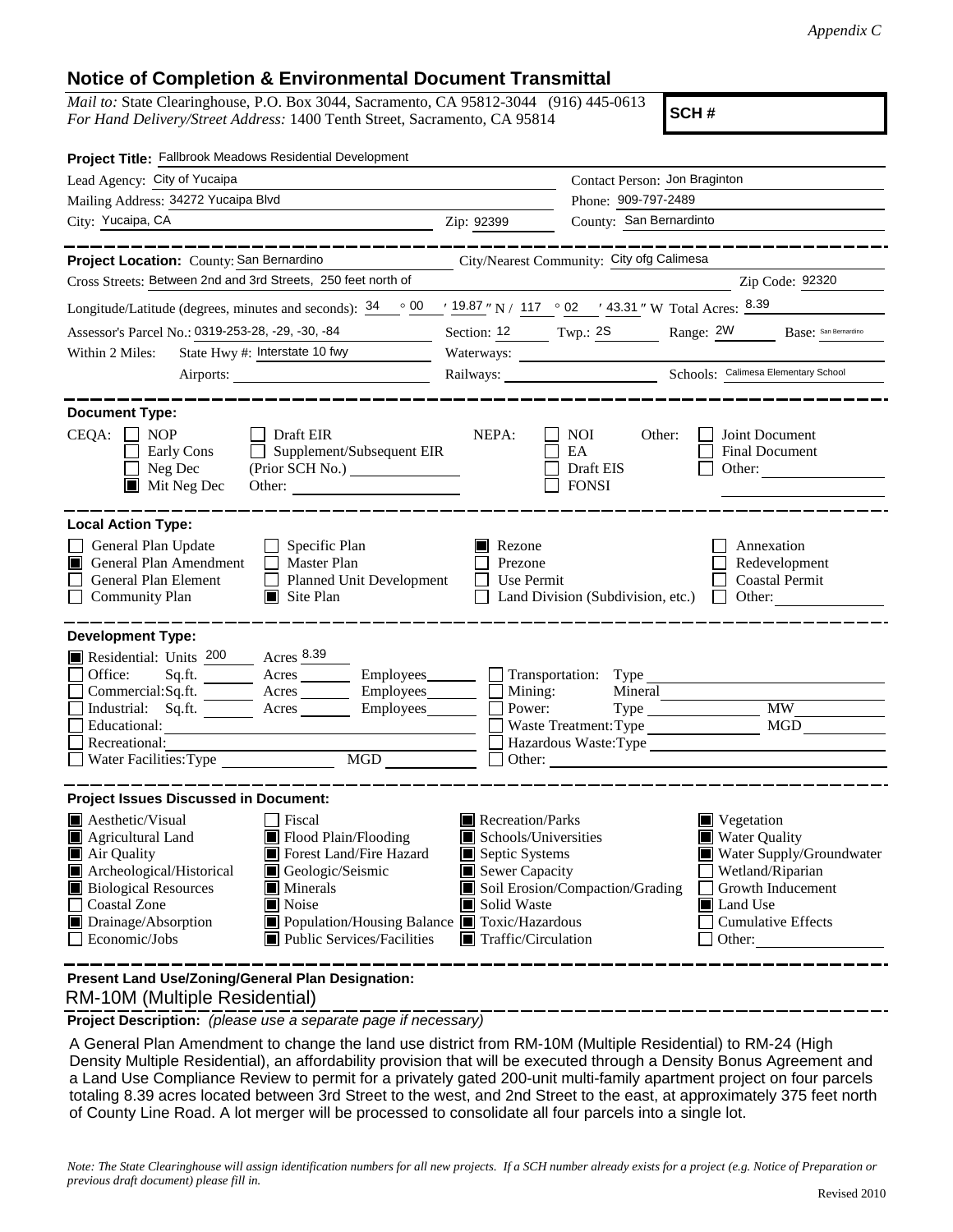*Appendix C*

# Notice of Completion & Environmental Document Transmittal

*Mail to:* State Clearinghouse, P.O. Box 3044, Sacramento, CA 95812-3044 (916) 445-0613
*For Hand Delivery/Street Address:* 1400 Tenth Street, Sacramento, CA 95814

**SCH #**

**Project Title:** Fallbrook Meadows Residential Development

Lead Agency: City of Yucaipa
Contact Person: Jon Braginton
Mailing Address: 34272 Yucaipa Blvd
Phone: 909-797-2489
City: Yucaipa, CA
Zip: 92399
County: San Bernardinto

**Project Location:** County: San Bernardino
City/Nearest Community: City ofg Calimesa
Cross Streets: Between 2nd and 3rd Streets, 250 feet north of
Zip Code: 92320

Longitude/Latitude (degrees, minutes and seconds): 34 ° 00 ′ 19.87 ″ N / 117 ° 02 ′ 43.31 ″ W Total Acres: 8.39

Assessor's Parcel No.: 0319-253-28, -29, -30, -84
Section: 12 Twp.: 2S Range: 2W Base: San Bernardino

Within 2 Miles: State Hwy #: Interstate 10 fwy
Waterways:
Airports:
Railways:
Schools: Calimesa Elementary School

**Document Type:**

CEQA:
- [ ] NOP
- [ ] Early Cons
- [ ] Neg Dec
- [x] Mit Neg Dec
- [ ] Draft EIR
- [ ] Supplement/Subsequent EIR (Prior SCH No.)
- Other:

NEPA:
- [ ] NOI
- [ ] EA
- [ ] Draft EIS
- [ ] FONSI

Other:
- [ ] Joint Document
- [ ] Final Document
- [ ] Other:

**Local Action Type:**

- [ ] General Plan Update
- [x] General Plan Amendment
- [ ] General Plan Element
- [ ] Community Plan
- [ ] Specific Plan
- [ ] Master Plan
- [ ] Planned Unit Development
- [x] Site Plan
- [x] Rezone
- [ ] Prezone
- [ ] Use Permit
- [ ] Land Division (Subdivision, etc.)
- [ ] Annexation
- [ ] Redevelopment
- [ ] Coastal Permit
- [ ] Other:

**Development Type:**

- [x] Residential: Units 200 Acres 8.39
- [ ] Office: Sq.ft. Acres Employees
- [ ] Commercial: Sq.ft. Acres Employees
- [ ] Industrial: Sq.ft. Acres Employees
- [ ] Educational:
- [ ] Recreational:
- [ ] Water Facilities: Type MGD
- [ ] Transportation: Type
- [ ] Mining: Mineral
- [ ] Power: Type MW
- [ ] Waste Treatment: Type MGD
- [ ] Hazardous Waste: Type
- [ ] Other:

**Project Issues Discussed in Document:**

- [x] Aesthetic/Visual
- [x] Agricultural Land
- [x] Air Quality
- [x] Archeological/Historical
- [x] Biological Resources
- [ ] Coastal Zone
- [x] Drainage/Absorption
- [ ] Economic/Jobs
- [ ] Fiscal
- [x] Flood Plain/Flooding
- [x] Forest Land/Fire Hazard
- [x] Geologic/Seismic
- [x] Minerals
- [x] Noise
- [x] Population/Housing Balance
- [x] Public Services/Facilities
- [x] Recreation/Parks
- [x] Schools/Universities
- [x] Septic Systems
- [x] Sewer Capacity
- [x] Soil Erosion/Compaction/Grading
- [x] Solid Waste
- [x] Toxic/Hazardous
- [x] Traffic/Circulation
- [x] Vegetation
- [x] Water Quality
- [x] Water Supply/Groundwater
- [ ] Wetland/Riparian
- [ ] Growth Inducement
- [x] Land Use
- [ ] Cumulative Effects
- [ ] Other:

**Present Land Use/Zoning/General Plan Designation:**

RM-10M (Multiple Residential)

**Project Description:** *(please use a separate page if necessary)*

A General Plan Amendment to change the land use district from RM-10M (Multiple Residential) to RM-24 (High Density Multiple Residential), an affordability provision that will be executed through a Density Bonus Agreement and a Land Use Compliance Review to permit for a privately gated 200-unit multi-family apartment project on four parcels totaling 8.39 acres located between 3rd Street to the west, and 2nd Street to the east, at approximately 375 feet north of County Line Road. A lot merger will be processed to consolidate all four parcels into a single lot.

*Note: The State Clearinghouse will assign identification numbers for all new projects. If a SCH number already exists for a project (e.g. Notice of Preparation or previous draft document) please fill in.*

Revised 2010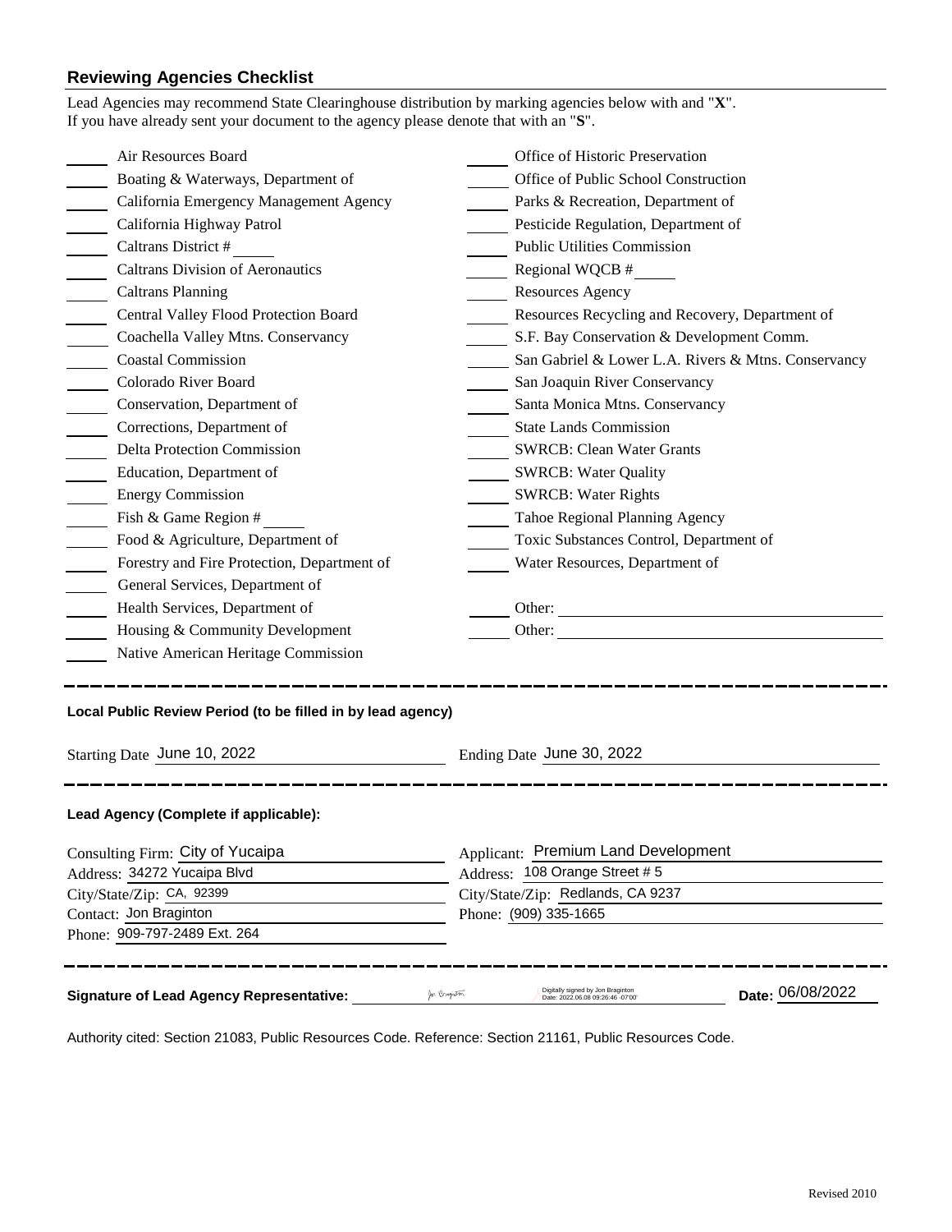## Reviewing Agencies Checklist

Lead Agencies may recommend State Clearinghouse distribution by marking agencies below with and "**X**".
If you have already sent your document to the agency please denote that with an "**S**".

_____ Air Resources Board
_____ Boating & Waterways, Department of
_____ California Emergency Management Agency
_____ California Highway Patrol
_____ Caltrans District # _____
_____ Caltrans Division of Aeronautics
_____ Caltrans Planning
_____ Central Valley Flood Protection Board
_____ Coachella Valley Mtns. Conservancy
_____ Coastal Commission
_____ Colorado River Board
_____ Conservation, Department of
_____ Corrections, Department of
_____ Delta Protection Commission
_____ Education, Department of
_____ Energy Commission
_____ Fish & Game Region # _____
_____ Food & Agriculture, Department of
_____ Forestry and Fire Protection, Department of
_____ General Services, Department of
_____ Health Services, Department of
_____ Housing & Community Development
_____ Native American Heritage Commission
_____ Office of Historic Preservation
_____ Office of Public School Construction
_____ Parks & Recreation, Department of
_____ Pesticide Regulation, Department of
_____ Public Utilities Commission
_____ Regional WQCB # _____
_____ Resources Agency
_____ Resources Recycling and Recovery, Department of
_____ S.F. Bay Conservation & Development Comm.
_____ San Gabriel & Lower L.A. Rivers & Mtns. Conservancy
_____ San Joaquin River Conservancy
_____ Santa Monica Mtns. Conservancy
_____ State Lands Commission
_____ SWRCB: Clean Water Grants
_____ SWRCB: Water Quality
_____ SWRCB: Water Rights
_____ Tahoe Regional Planning Agency
_____ Toxic Substances Control, Department of
_____ Water Resources, Department of
_____ Other: _____
_____ Other: _____

---

**Local Public Review Period (to be filled in by lead agency)**

Starting Date June 10, 2022

Ending Date June 30, 2022

---

**Lead Agency (Complete if applicable):**

Consulting Firm: City of Yucaipa
Address: 34272 Yucaipa Blvd
City/State/Zip: CA, 92399
Contact: Jon Braginton
Phone: 909-797-2489 Ext. 264

Applicant: Premium Land Development
Address: 108 Orange Street # 5
City/State/Zip: Redlands, CA 9237
Phone: (909) 335-1665

---

**Signature of Lead Agency Representative:** Jon Braginton (Digitally signed by Jon Braginton Date: 2022.06.08 09:26:46 -07'00') **Date:** 06/08/2022

Authority cited: Section 21083, Public Resources Code. Reference: Section 21161, Public Resources Code.

Revised 2010